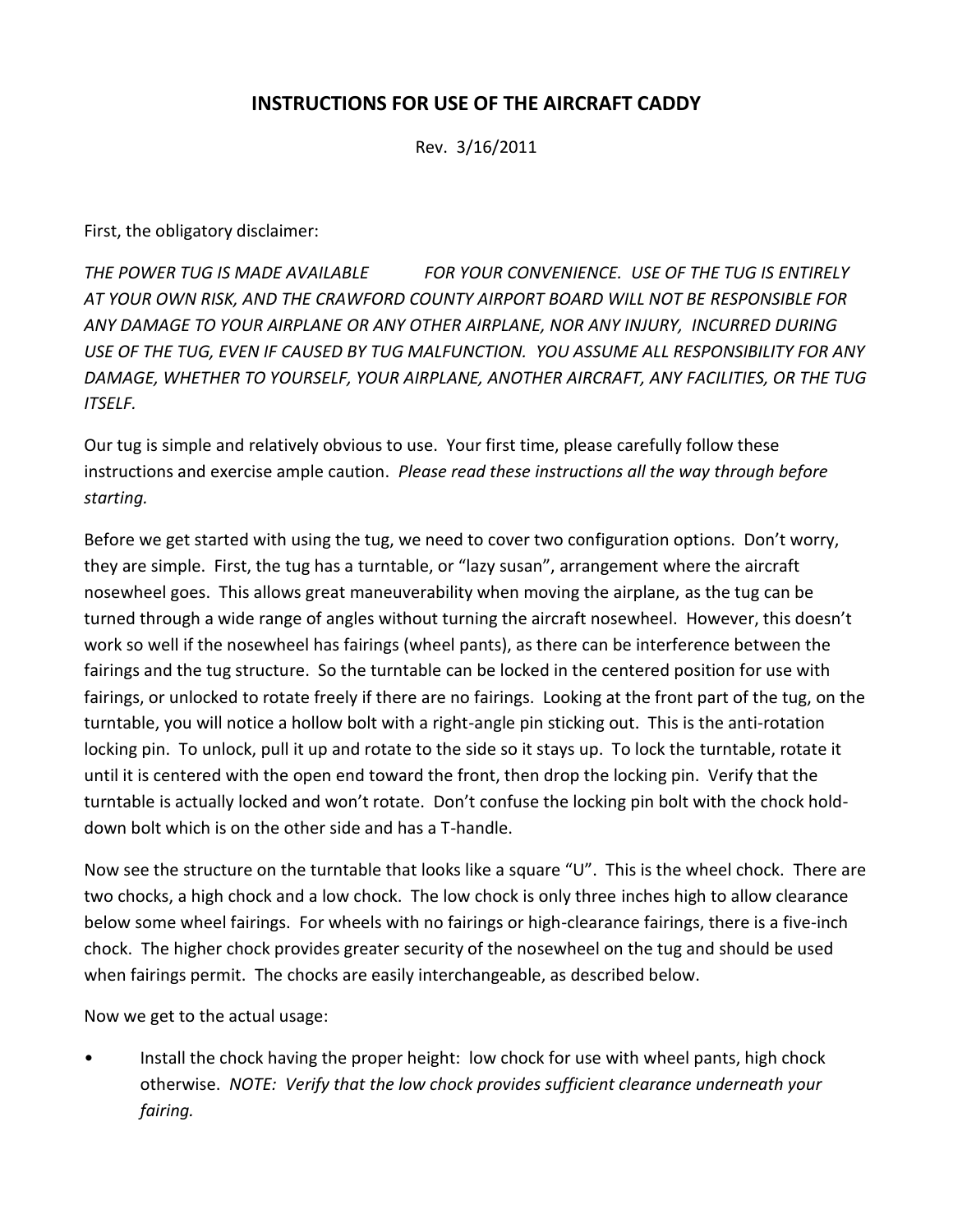# INSTRUCTIONS FOR USE OF THE AIRCRAFT CADDY

Rev. 3/16/2011

First, the obligatory disclaimer:

*THE POWER TUG IS MADE AVAILABLE FOR YOUR CONVENIENCE. USE OF THE TUG IS ENTIRELY AT YOUR OWN RISK, AND THE CRAWFORD COUNTY AIRPORT BOARD WILL NOT BE RESPONSIBLE FOR ANY DAMAGE TO YOUR AIRPLANE OR ANY OTHER AIRPLANE, NOR ANY INJURY, INCURRED DURING USE OF THE TUG, EVEN IF CAUSED BY TUG MALFUNCTION. YOU ASSUME ALL RESPONSIBILITY FOR ANY DAMAGE, WHETHER TO YOURSELF, YOUR AIRPLANE, ANOTHER AIRCRAFT, ANY FACILITIES, OR THE TUG ITSELF.*

Our tug is simple and relatively obvious to use. Your first time, please carefully follow these instructions and exercise ample caution. *Please read these instructions all the way through before starting.*

Before we get started with using the tug, we need to cover two configuration options. Don't worry, they are simple. First, the tug has a turntable, or "lazy susan", arrangement where the aircraft nosewheel goes. This allows great maneuverability when moving the airplane, as the tug can be turned through a wide range of angles without turning the aircraft nosewheel. However, this doesn't work so well if the nosewheel has fairings (wheel pants), as there can be interference between the fairings and the tug structure. So the turntable can be locked in the centered position for use with fairings, or unlocked to rotate freely if there are no fairings. Looking at the front part of the tug, on the turntable, you will notice a hollow bolt with a right-angle pin sticking out. This is the anti-rotation locking pin. To unlock, pull it up and rotate to the side so it stays up. To lock the turntable, rotate it until it is centered with the open end toward the front, then drop the locking pin. Verify that the turntable is actually locked and won't rotate. Don't confuse the locking pin bolt with the chock hold-down bolt which is on the other side and has a T-handle.

Now see the structure on the turntable that looks like a square "U". This is the wheel chock. There are two chocks, a high chock and a low chock. The low chock is only three inches high to allow clearance below some wheel fairings. For wheels with no fairings or high-clearance fairings, there is a five-inch chock. The higher chock provides greater security of the nosewheel on the tug and should be used when fairings permit. The chocks are easily interchangeable, as described below.

Now we get to the actual usage:

- Install the chock having the proper height: low chock for use with wheel pants, high chock otherwise. *NOTE: Verify that the low chock provides sufficient clearance underneath your fairing.*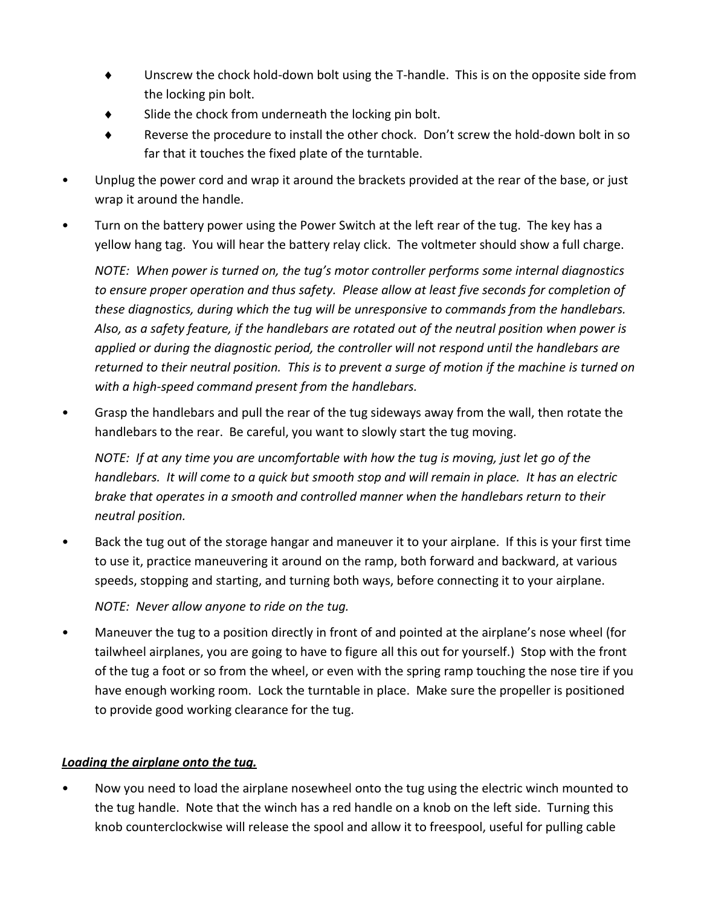- Unscrew the chock hold-down bolt using the T-handle. This is on the opposite side from the locking pin bolt.
- Slide the chock from underneath the locking pin bolt.
- Reverse the procedure to install the other chock. Don't screw the hold-down bolt in so far that it touches the fixed plate of the turntable.

- Unplug the power cord and wrap it around the brackets provided at the rear of the base, or just wrap it around the handle.
- Turn on the battery power using the Power Switch at the left rear of the tug. The key has a yellow hang tag. You will hear the battery relay click. The voltmeter should show a full charge.

  *NOTE: When power is turned on, the tug's motor controller performs some internal diagnostics to ensure proper operation and thus safety. Please allow at least five seconds for completion of these diagnostics, during which the tug will be unresponsive to commands from the handlebars. Also, as a safety feature, if the handlebars are rotated out of the neutral position when power is applied or during the diagnostic period, the controller will not respond until the handlebars are returned to their neutral position. This is to prevent a surge of motion if the machine is turned on with a high-speed command present from the handlebars.*

- Grasp the handlebars and pull the rear of the tug sideways away from the wall, then rotate the handlebars to the rear. Be careful, you want to slowly start the tug moving.

  *NOTE: If at any time you are uncomfortable with how the tug is moving, just let go of the handlebars. It will come to a quick but smooth stop and will remain in place. It has an electric brake that operates in a smooth and controlled manner when the handlebars return to their neutral position.*

- Back the tug out of the storage hangar and maneuver it to your airplane. If this is your first time to use it, practice maneuvering it around on the ramp, both forward and backward, at various speeds, stopping and starting, and turning both ways, before connecting it to your airplane.

  *NOTE: Never allow anyone to ride on the tug.*

- Maneuver the tug to a position directly in front of and pointed at the airplane's nose wheel (for tailwheel airplanes, you are going to have to figure all this out for yourself.) Stop with the front of the tug a foot or so from the wheel, or even with the spring ramp touching the nose tire if you have enough working room. Lock the turntable in place. Make sure the propeller is positioned to provide good working clearance for the tug.

***Loading the airplane onto the tug.***

- Now you need to load the airplane nosewheel onto the tug using the electric winch mounted to the tug handle. Note that the winch has a red handle on a knob on the left side. Turning this knob counterclockwise will release the spool and allow it to freespool, useful for pulling cable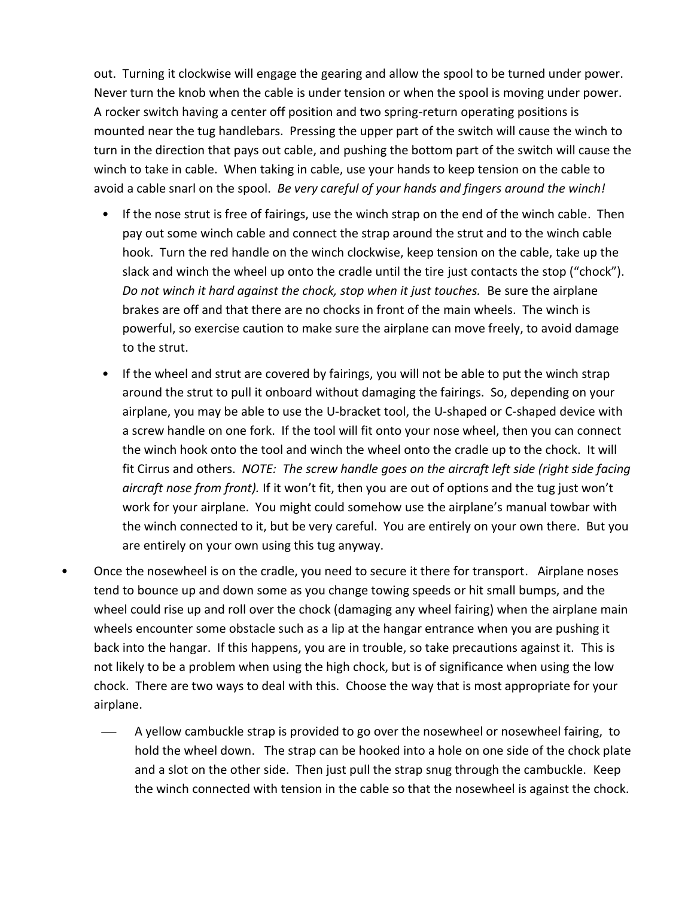out. Turning it clockwise will engage the gearing and allow the spool to be turned under power. Never turn the knob when the cable is under tension or when the spool is moving under power. A rocker switch having a center off position and two spring-return operating positions is mounted near the tug handlebars. Pressing the upper part of the switch will cause the winch to turn in the direction that pays out cable, and pushing the bottom part of the switch will cause the winch to take in cable. When taking in cable, use your hands to keep tension on the cable to avoid a cable snarl on the spool. *Be very careful of your hands and fingers around the winch!*

- If the nose strut is free of fairings, use the winch strap on the end of the winch cable. Then pay out some winch cable and connect the strap around the strut and to the winch cable hook. Turn the red handle on the winch clockwise, keep tension on the cable, take up the slack and winch the wheel up onto the cradle until the tire just contacts the stop ("chock"). *Do not winch it hard against the chock, stop when it just touches.* Be sure the airplane brakes are off and that there are no chocks in front of the main wheels. The winch is powerful, so exercise caution to make sure the airplane can move freely, to avoid damage to the strut.
- If the wheel and strut are covered by fairings, you will not be able to put the winch strap around the strut to pull it onboard without damaging the fairings. So, depending on your airplane, you may be able to use the U-bracket tool, the U-shaped or C-shaped device with a screw handle on one fork. If the tool will fit onto your nose wheel, then you can connect the winch hook onto the tool and winch the wheel onto the cradle up to the chock. It will fit Cirrus and others. *NOTE: The screw handle goes on the aircraft left side (right side facing aircraft nose from front).* If it won't fit, then you are out of options and the tug just won't work for your airplane. You might could somehow use the airplane's manual towbar with the winch connected to it, but be very careful. You are entirely on your own there. But you are entirely on your own using this tug anyway.

- Once the nosewheel is on the cradle, you need to secure it there for transport. Airplane noses tend to bounce up and down some as you change towing speeds or hit small bumps, and the wheel could rise up and roll over the chock (damaging any wheel fairing) when the airplane main wheels encounter some obstacle such as a lip at the hangar entrance when you are pushing it back into the hangar. If this happens, you are in trouble, so take precautions against it. This is not likely to be a problem when using the high chock, but is of significance when using the low chock. There are two ways to deal with this. Choose the way that is most appropriate for your airplane.
  - A yellow cambuckle strap is provided to go over the nosewheel or nosewheel fairing, to hold the wheel down. The strap can be hooked into a hole on one side of the chock plate and a slot on the other side. Then just pull the strap snug through the cambuckle. Keep the winch connected with tension in the cable so that the nosewheel is against the chock.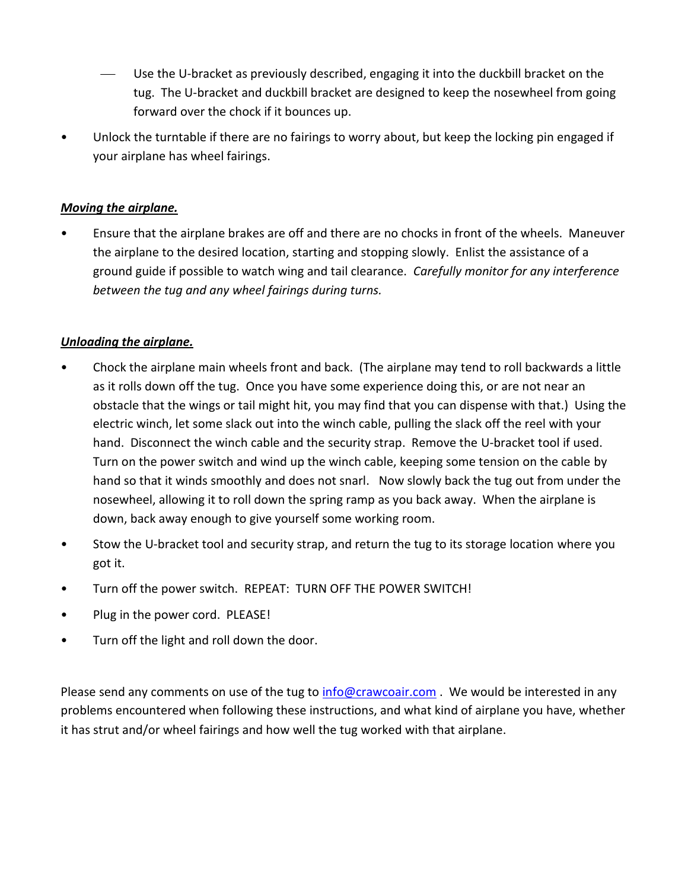- Use the U-bracket as previously described, engaging it into the duckbill bracket on the tug. The U-bracket and duckbill bracket are designed to keep the nosewheel from going forward over the chock if it bounces up.

- Unlock the turntable if there are no fairings to worry about, but keep the locking pin engaged if your airplane has wheel fairings.

***Moving the airplane.***

- Ensure that the airplane brakes are off and there are no chocks in front of the wheels. Maneuver the airplane to the desired location, starting and stopping slowly. Enlist the assistance of a ground guide if possible to watch wing and tail clearance. *Carefully monitor for any interference between the tug and any wheel fairings during turns.*

***Unloading the airplane.***

- Chock the airplane main wheels front and back. (The airplane may tend to roll backwards a little as it rolls down off the tug. Once you have some experience doing this, or are not near an obstacle that the wings or tail might hit, you may find that you can dispense with that.) Using the electric winch, let some slack out into the winch cable, pulling the slack off the reel with your hand. Disconnect the winch cable and the security strap. Remove the U-bracket tool if used. Turn on the power switch and wind up the winch cable, keeping some tension on the cable by hand so that it winds smoothly and does not snarl. Now slowly back the tug out from under the nosewheel, allowing it to roll down the spring ramp as you back away. When the airplane is down, back away enough to give yourself some working room.
- Stow the U-bracket tool and security strap, and return the tug to its storage location where you got it.
- Turn off the power switch. REPEAT: TURN OFF THE POWER SWITCH!
- Plug in the power cord. PLEASE!
- Turn off the light and roll down the door.

Please send any comments on use of the tug to info@crawcoair.com . We would be interested in any problems encountered when following these instructions, and what kind of airplane you have, whether it has strut and/or wheel fairings and how well the tug worked with that airplane.